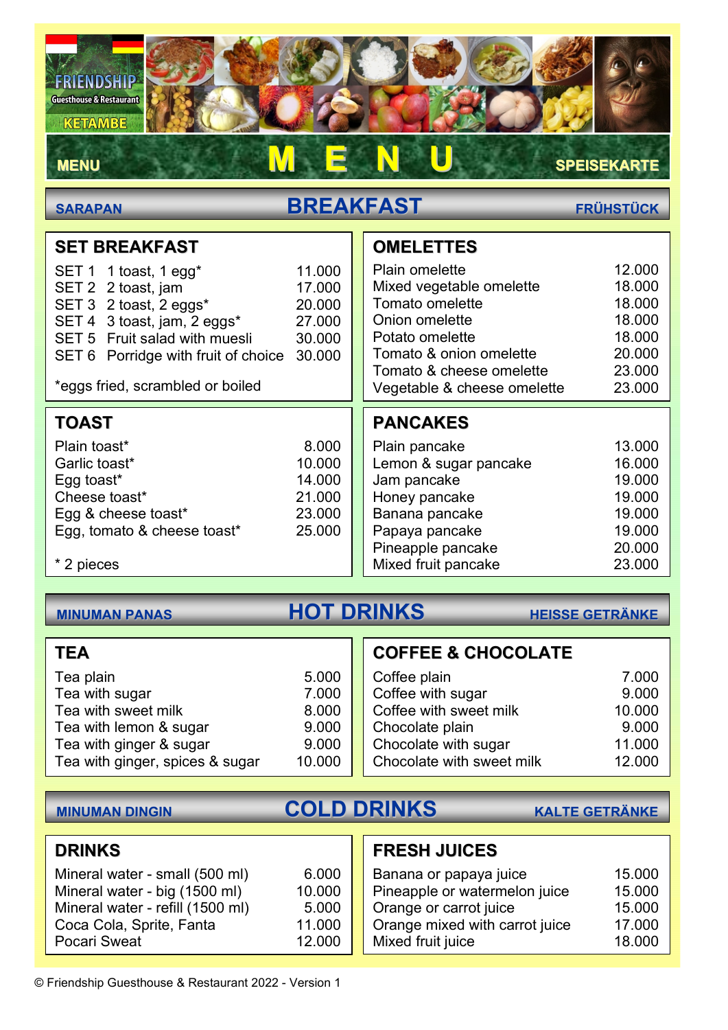FRIENDSHIP
Guesthouse & Restaurant
KETAMBE

MENU — **M E N U** — SPEISEKARTE

## SARAPAN — BREAKFAST — FRÜHSTÜCK

### SET BREAKFAST

| | | |
|---|---|---|
| SET 1 | 1 toast, 1 egg* | 11.000 |
| SET 2 | 2 toast, jam | 17.000 |
| SET 3 | 2 toast, 2 eggs* | 20.000 |
| SET 4 | 3 toast, jam, 2 eggs* | 27.000 |
| SET 5 | Fruit salad with muesli | 30.000 |
| SET 6 | Porridge with fruit of choice | 30.000 |

*eggs fried, scrambled or boiled

### OMELETTES

| | |
|---|---|
| Plain omelette | 12.000 |
| Mixed vegetable omelette | 18.000 |
| Tomato omelette | 18.000 |
| Onion omelette | 18.000 |
| Potato omelette | 18.000 |
| Tomato & onion omelette | 20.000 |
| Tomato & cheese omelette | 23.000 |
| Vegetable & cheese omelette | 23.000 |

### TOAST

| | |
|---|---|
| Plain toast* | 8.000 |
| Garlic toast* | 10.000 |
| Egg toast* | 14.000 |
| Cheese toast* | 21.000 |
| Egg & cheese toast* | 23.000 |
| Egg, tomato & cheese toast* | 25.000 |

* 2 pieces

### PANCAKES

| | |
|---|---|
| Plain pancake | 13.000 |
| Lemon & sugar pancake | 16.000 |
| Jam pancake | 19.000 |
| Honey pancake | 19.000 |
| Banana pancake | 19.000 |
| Papaya pancake | 19.000 |
| Pineapple pancake | 20.000 |
| Mixed fruit pancake | 23.000 |

## MINUMAN PANAS — HOT DRINKS — HEISSE GETRÄNKE

### TEA

| | |
|---|---|
| Tea plain | 5.000 |
| Tea with sugar | 7.000 |
| Tea with sweet milk | 8.000 |
| Tea with lemon & sugar | 9.000 |
| Tea with ginger & sugar | 9.000 |
| Tea with ginger, spices & sugar | 10.000 |

### COFFEE & CHOCOLATE

| | |
|---|---|
| Coffee plain | 7.000 |
| Coffee with sugar | 9.000 |
| Coffee with sweet milk | 10.000 |
| Chocolate plain | 9.000 |
| Chocolate with sugar | 11.000 |
| Chocolate with sweet milk | 12.000 |

## MINUMAN DINGIN — COLD DRINKS — KALTE GETRÄNKE

### DRINKS

| | |
|---|---|
| Mineral water - small (500 ml) | 6.000 |
| Mineral water - big (1500 ml) | 10.000 |
| Mineral water - refill (1500 ml) | 5.000 |
| Coca Cola, Sprite, Fanta | 11.000 |
| Pocari Sweat | 12.000 |

### FRESH JUICES

| | |
|---|---|
| Banana or papaya juice | 15.000 |
| Pineapple or watermelon juice | 15.000 |
| Orange or carrot juice | 15.000 |
| Orange mixed with carrot juice | 17.000 |
| Mixed fruit juice | 18.000 |

© Friendship Guesthouse & Restaurant 2022 - Version 1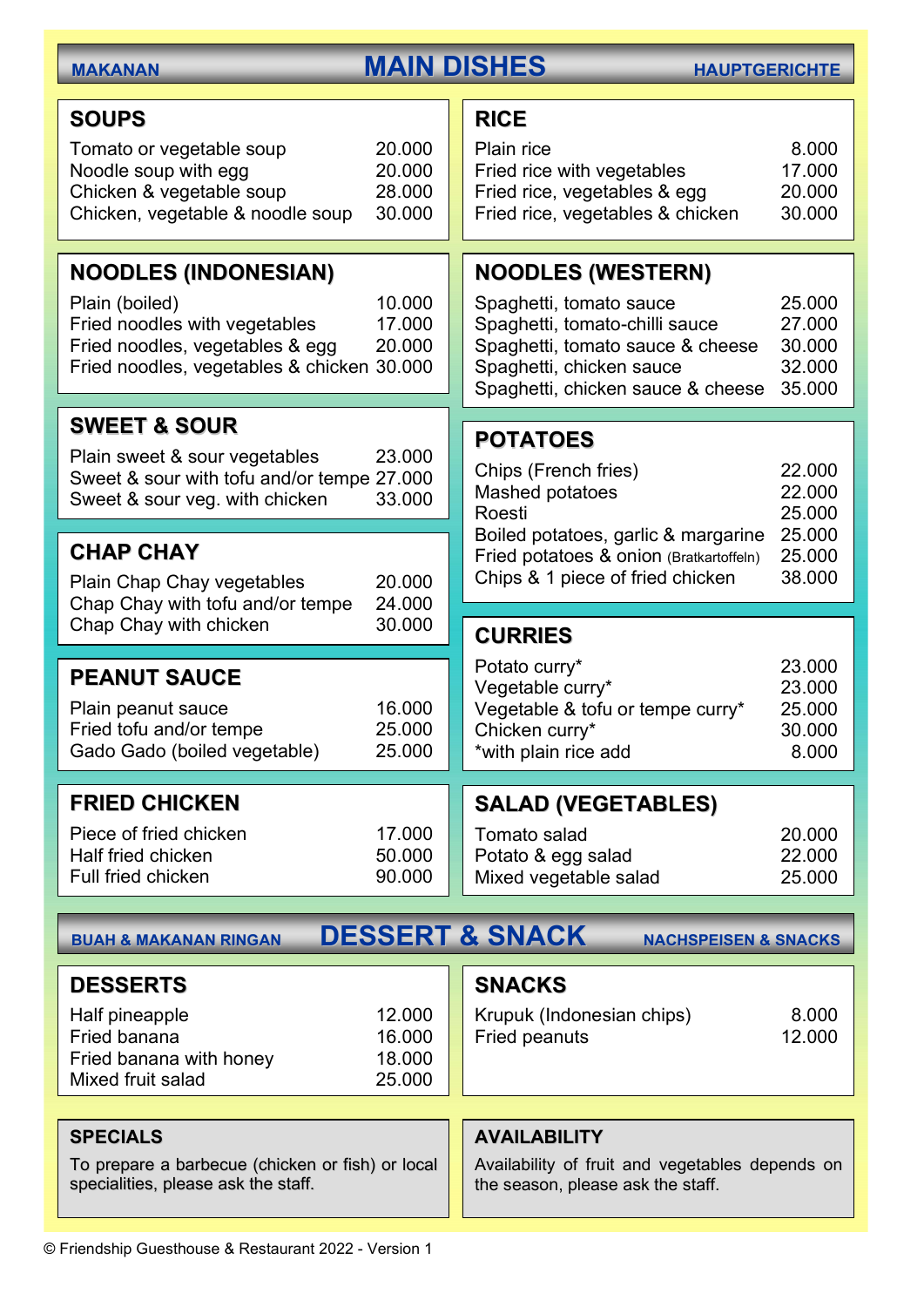# MAIN DISHES

MAKANAN — HAUPTGERICHTE

## SOUPS

| | |
|---|---|
| Tomato or vegetable soup | 20.000 |
| Noodle soup with egg | 20.000 |
| Chicken & vegetable soup | 28.000 |
| Chicken, vegetable & noodle soup | 30.000 |

## NOODLES (INDONESIAN)

| | |
|---|---|
| Plain (boiled) | 10.000 |
| Fried noodles with vegetables | 17.000 |
| Fried noodles, vegetables & egg | 20.000 |
| Fried noodles, vegetables & chicken | 30.000 |

## SWEET & SOUR

| | |
|---|---|
| Plain sweet & sour vegetables | 23.000 |
| Sweet & sour with tofu and/or tempe | 27.000 |
| Sweet & sour veg. with chicken | 33.000 |

## CHAP CHAY

| | |
|---|---|
| Plain Chap Chay vegetables | 20.000 |
| Chap Chay with tofu and/or tempe | 24.000 |
| Chap Chay with chicken | 30.000 |

## PEANUT SAUCE

| | |
|---|---|
| Plain peanut sauce | 16.000 |
| Fried tofu and/or tempe | 25.000 |
| Gado Gado (boiled vegetable) | 25.000 |

## FRIED CHICKEN

| | |
|---|---|
| Piece of fried chicken | 17.000 |
| Half fried chicken | 50.000 |
| Full fried chicken | 90.000 |

## RICE

| | |
|---|---|
| Plain rice | 8.000 |
| Fried rice with vegetables | 17.000 |
| Fried rice, vegetables & egg | 20.000 |
| Fried rice, vegetables & chicken | 30.000 |

## NOODLES (WESTERN)

| | |
|---|---|
| Spaghetti, tomato sauce | 25.000 |
| Spaghetti, tomato-chilli sauce | 27.000 |
| Spaghetti, tomato sauce & cheese | 30.000 |
| Spaghetti, chicken sauce | 32.000 |
| Spaghetti, chicken sauce & cheese | 35.000 |

## POTATOES

| | |
|---|---|
| Chips (French fries) | 22.000 |
| Mashed potatoes | 22.000 |
| Roesti | 25.000 |
| Boiled potatoes, garlic & margarine | 25.000 |
| Fried potatoes & onion (Bratkartoffeln) | 25.000 |
| Chips & 1 piece of fried chicken | 38.000 |

## CURRIES

| | |
|---|---|
| Potato curry* | 23.000 |
| Vegetable curry* | 23.000 |
| Vegetable & tofu or tempe curry* | 25.000 |
| Chicken curry* | 30.000 |
| *with plain rice add | 8.000 |

## SALAD (VEGETABLES)

| | |
|---|---|
| Tomato salad | 20.000 |
| Potato & egg salad | 22.000 |
| Mixed vegetable salad | 25.000 |

# DESSERT & SNACK

BUAH & MAKANAN RINGAN — NACHSPEISEN & SNACKS

## DESSERTS

| | |
|---|---|
| Half pineapple | 12.000 |
| Fried banana | 16.000 |
| Fried banana with honey | 18.000 |
| Mixed fruit salad | 25.000 |

## SNACKS

| | |
|---|---|
| Krupuk (Indonesian chips) | 8.000 |
| Fried peanuts | 12.000 |

## SPECIALS

To prepare a barbecue (chicken or fish) or local specialities, please ask the staff.

## AVAILABILITY

Availability of fruit and vegetables depends on the season, please ask the staff.

© Friendship Guesthouse & Restaurant 2022 - Version 1